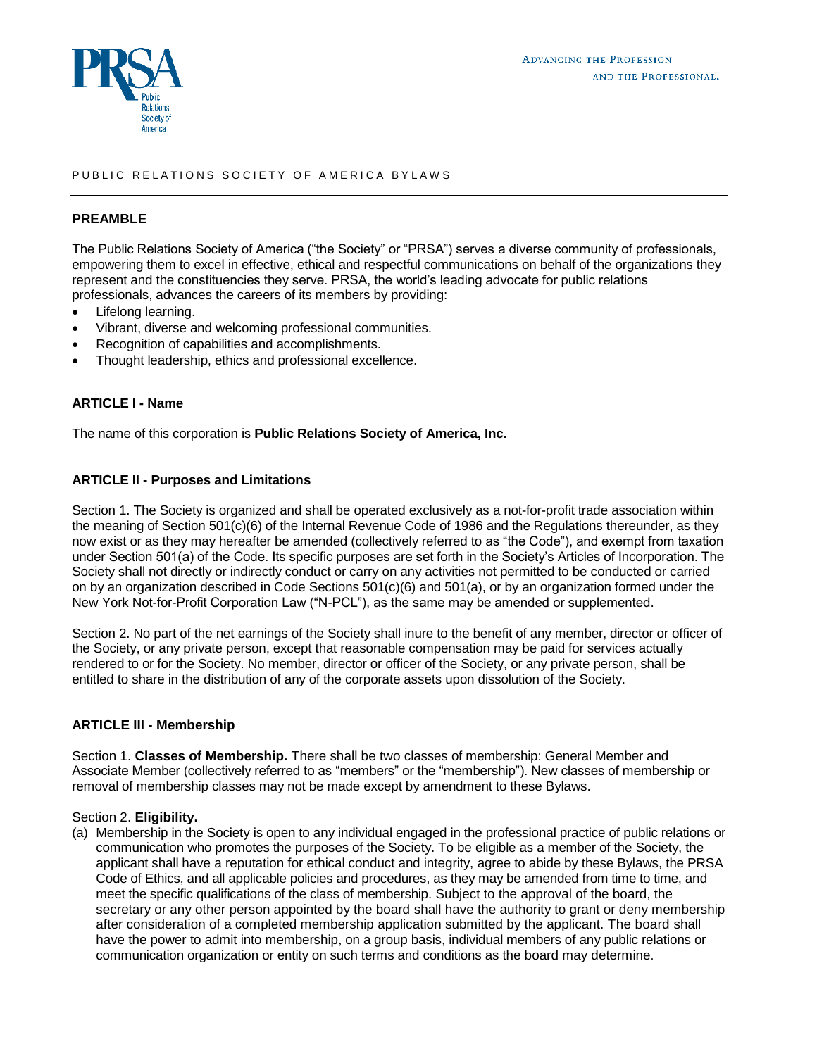# PUBLIC RELATIONS SOCIETY OF AMERICA BYLAWS

## PREAMBLE

The Public Relations Society of America ("the Society" or "PRSA") serves a diverse community of professionals, empowering them to excel in effective, ethical and respectful communications on behalf of the organizations they represent and the constituencies they serve. PRSA, the world's leading advocate for public relations professionals, advances the careers of its members by providing:

- Lifelong learning.
- Vibrant, diverse and welcoming professional communities.
- Recognition of capabilities and accomplishments.
- Thought leadership, ethics and professional excellence.

## ARTICLE I - Name

The name of this corporation is **Public Relations Society of America, Inc.**

## ARTICLE II - Purposes and Limitations

Section 1. The Society is organized and shall be operated exclusively as a not-for-profit trade association within the meaning of Section 501(c)(6) of the Internal Revenue Code of 1986 and the Regulations thereunder, as they now exist or as they may hereafter be amended (collectively referred to as "the Code"), and exempt from taxation under Section 501(a) of the Code. Its specific purposes are set forth in the Society's Articles of Incorporation. The Society shall not directly or indirectly conduct or carry on any activities not permitted to be conducted or carried on by an organization described in Code Sections 501(c)(6) and 501(a), or by an organization formed under the New York Not-for-Profit Corporation Law ("N-PCL"), as the same may be amended or supplemented.

Section 2. No part of the net earnings of the Society shall inure to the benefit of any member, director or officer of the Society, or any private person, except that reasonable compensation may be paid for services actually rendered to or for the Society. No member, director or officer of the Society, or any private person, shall be entitled to share in the distribution of any of the corporate assets upon dissolution of the Society.

## ARTICLE III - Membership

Section 1. **Classes of Membership.** There shall be two classes of membership: General Member and Associate Member (collectively referred to as "members" or the "membership"). New classes of membership or removal of membership classes may not be made except by amendment to these Bylaws.

Section 2. **Eligibility.**

(a) Membership in the Society is open to any individual engaged in the professional practice of public relations or communication who promotes the purposes of the Society. To be eligible as a member of the Society, the applicant shall have a reputation for ethical conduct and integrity, agree to abide by these Bylaws, the PRSA Code of Ethics, and all applicable policies and procedures, as they may be amended from time to time, and meet the specific qualifications of the class of membership. Subject to the approval of the board, the secretary or any other person appointed by the board shall have the authority to grant or deny membership after consideration of a completed membership application submitted by the applicant. The board shall have the power to admit into membership, on a group basis, individual members of any public relations or communication organization or entity on such terms and conditions as the board may determine.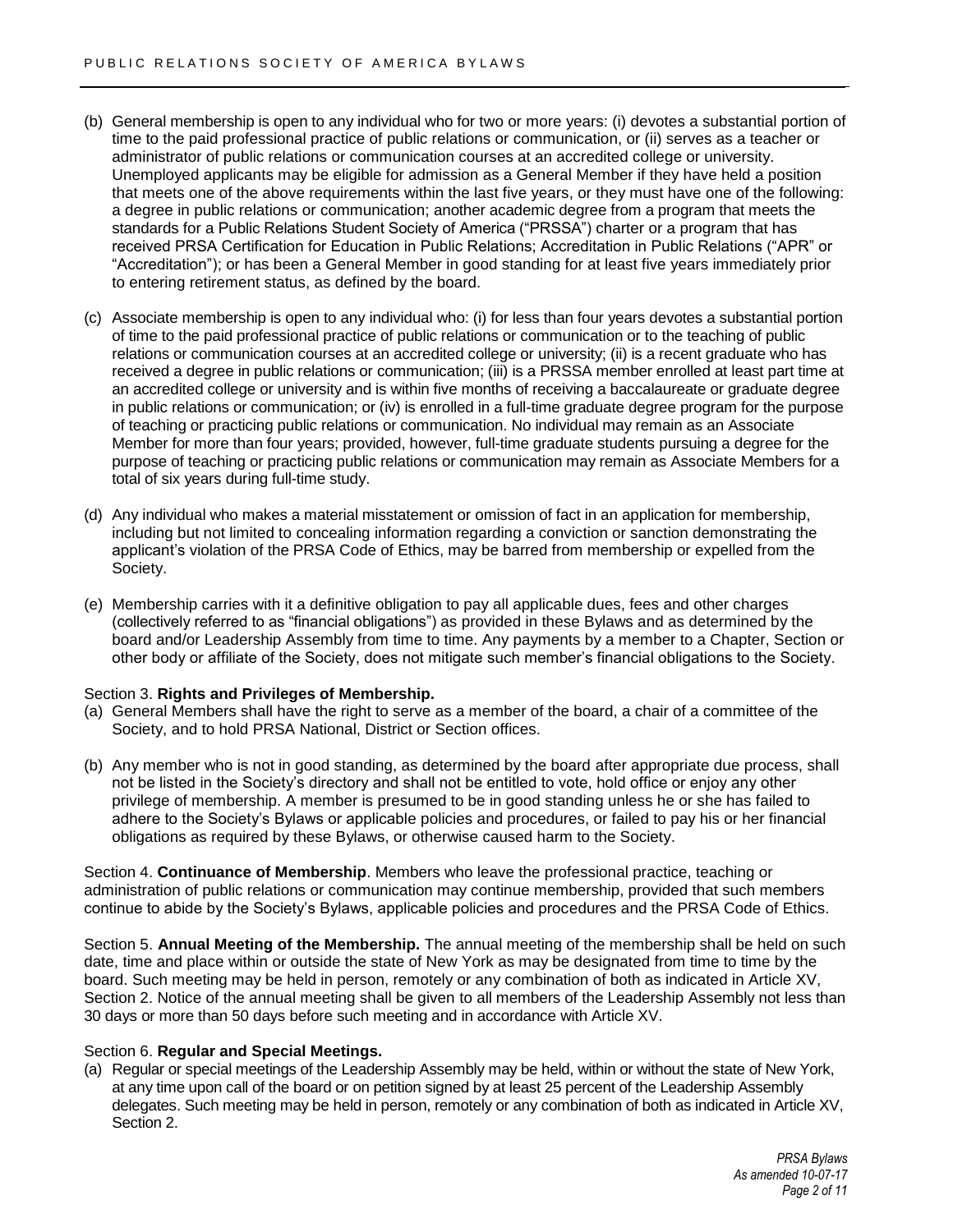(b) General membership is open to any individual who for two or more years: (i) devotes a substantial portion of time to the paid professional practice of public relations or communication, or (ii) serves as a teacher or administrator of public relations or communication courses at an accredited college or university. Unemployed applicants may be eligible for admission as a General Member if they have held a position that meets one of the above requirements within the last five years, or they must have one of the following: a degree in public relations or communication; another academic degree from a program that meets the standards for a Public Relations Student Society of America ("PRSSA") charter or a program that has received PRSA Certification for Education in Public Relations; Accreditation in Public Relations ("APR" or "Accreditation"); or has been a General Member in good standing for at least five years immediately prior to entering retirement status, as defined by the board.

(c) Associate membership is open to any individual who: (i) for less than four years devotes a substantial portion of time to the paid professional practice of public relations or communication or to the teaching of public relations or communication courses at an accredited college or university; (ii) is a recent graduate who has received a degree in public relations or communication; (iii) is a PRSSA member enrolled at least part time at an accredited college or university and is within five months of receiving a baccalaureate or graduate degree in public relations or communication; or (iv) is enrolled in a full-time graduate degree program for the purpose of teaching or practicing public relations or communication. No individual may remain as an Associate Member for more than four years; provided, however, full-time graduate students pursuing a degree for the purpose of teaching or practicing public relations or communication may remain as Associate Members for a total of six years during full-time study.

(d) Any individual who makes a material misstatement or omission of fact in an application for membership, including but not limited to concealing information regarding a conviction or sanction demonstrating the applicant's violation of the PRSA Code of Ethics, may be barred from membership or expelled from the Society.

(e) Membership carries with it a definitive obligation to pay all applicable dues, fees and other charges (collectively referred to as "financial obligations") as provided in these Bylaws and as determined by the board and/or Leadership Assembly from time to time. Any payments by a member to a Chapter, Section or other body or affiliate of the Society, does not mitigate such member's financial obligations to the Society.

Section 3. **Rights and Privileges of Membership.**

(a) General Members shall have the right to serve as a member of the board, a chair of a committee of the Society, and to hold PRSA National, District or Section offices.

(b) Any member who is not in good standing, as determined by the board after appropriate due process, shall not be listed in the Society's directory and shall not be entitled to vote, hold office or enjoy any other privilege of membership. A member is presumed to be in good standing unless he or she has failed to adhere to the Society's Bylaws or applicable policies and procedures, or failed to pay his or her financial obligations as required by these Bylaws, or otherwise caused harm to the Society.

Section 4. **Continuance of Membership**. Members who leave the professional practice, teaching or administration of public relations or communication may continue membership, provided that such members continue to abide by the Society's Bylaws, applicable policies and procedures and the PRSA Code of Ethics.

Section 5. **Annual Meeting of the Membership.** The annual meeting of the membership shall be held on such date, time and place within or outside the state of New York as may be designated from time to time by the board. Such meeting may be held in person, remotely or any combination of both as indicated in Article XV, Section 2. Notice of the annual meeting shall be given to all members of the Leadership Assembly not less than 30 days or more than 50 days before such meeting and in accordance with Article XV.

Section 6. **Regular and Special Meetings.**

(a) Regular or special meetings of the Leadership Assembly may be held, within or without the state of New York, at any time upon call of the board or on petition signed by at least 25 percent of the Leadership Assembly delegates. Such meeting may be held in person, remotely or any combination of both as indicated in Article XV, Section 2.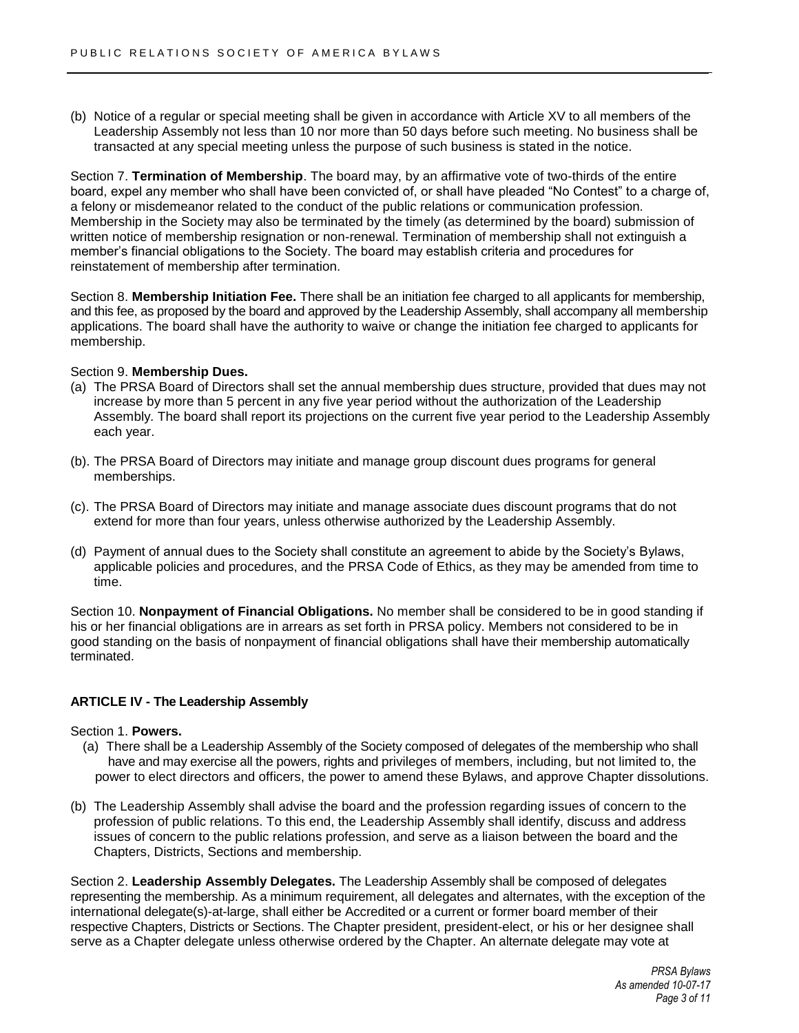(b) Notice of a regular or special meeting shall be given in accordance with Article XV to all members of the Leadership Assembly not less than 10 nor more than 50 days before such meeting. No business shall be transacted at any special meeting unless the purpose of such business is stated in the notice.

Section 7. **Termination of Membership**. The board may, by an affirmative vote of two-thirds of the entire board, expel any member who shall have been convicted of, or shall have pleaded "No Contest" to a charge of, a felony or misdemeanor related to the conduct of the public relations or communication profession. Membership in the Society may also be terminated by the timely (as determined by the board) submission of written notice of membership resignation or non-renewal. Termination of membership shall not extinguish a member's financial obligations to the Society. The board may establish criteria and procedures for reinstatement of membership after termination.

Section 8. **Membership Initiation Fee.** There shall be an initiation fee charged to all applicants for membership, and this fee, as proposed by the board and approved by the Leadership Assembly, shall accompany all membership applications. The board shall have the authority to waive or change the initiation fee charged to applicants for membership.

Section 9. **Membership Dues.**

(a) The PRSA Board of Directors shall set the annual membership dues structure, provided that dues may not increase by more than 5 percent in any five year period without the authorization of the Leadership Assembly. The board shall report its projections on the current five year period to the Leadership Assembly each year.

(b). The PRSA Board of Directors may initiate and manage group discount dues programs for general memberships.

(c). The PRSA Board of Directors may initiate and manage associate dues discount programs that do not extend for more than four years, unless otherwise authorized by the Leadership Assembly.

(d) Payment of annual dues to the Society shall constitute an agreement to abide by the Society's Bylaws, applicable policies and procedures, and the PRSA Code of Ethics, as they may be amended from time to time.

Section 10. **Nonpayment of Financial Obligations.** No member shall be considered to be in good standing if his or her financial obligations are in arrears as set forth in PRSA policy. Members not considered to be in good standing on the basis of nonpayment of financial obligations shall have their membership automatically terminated.

## ARTICLE IV - The Leadership Assembly

Section 1. **Powers.**

(a) There shall be a Leadership Assembly of the Society composed of delegates of the membership who shall have and may exercise all the powers, rights and privileges of members, including, but not limited to, the power to elect directors and officers, the power to amend these Bylaws, and approve Chapter dissolutions.

(b) The Leadership Assembly shall advise the board and the profession regarding issues of concern to the profession of public relations. To this end, the Leadership Assembly shall identify, discuss and address issues of concern to the public relations profession, and serve as a liaison between the board and the Chapters, Districts, Sections and membership.

Section 2. **Leadership Assembly Delegates.** The Leadership Assembly shall be composed of delegates representing the membership. As a minimum requirement, all delegates and alternates, with the exception of the international delegate(s)-at-large, shall either be Accredited or a current or former board member of their respective Chapters, Districts or Sections. The Chapter president, president-elect, or his or her designee shall serve as a Chapter delegate unless otherwise ordered by the Chapter. An alternate delegate may vote at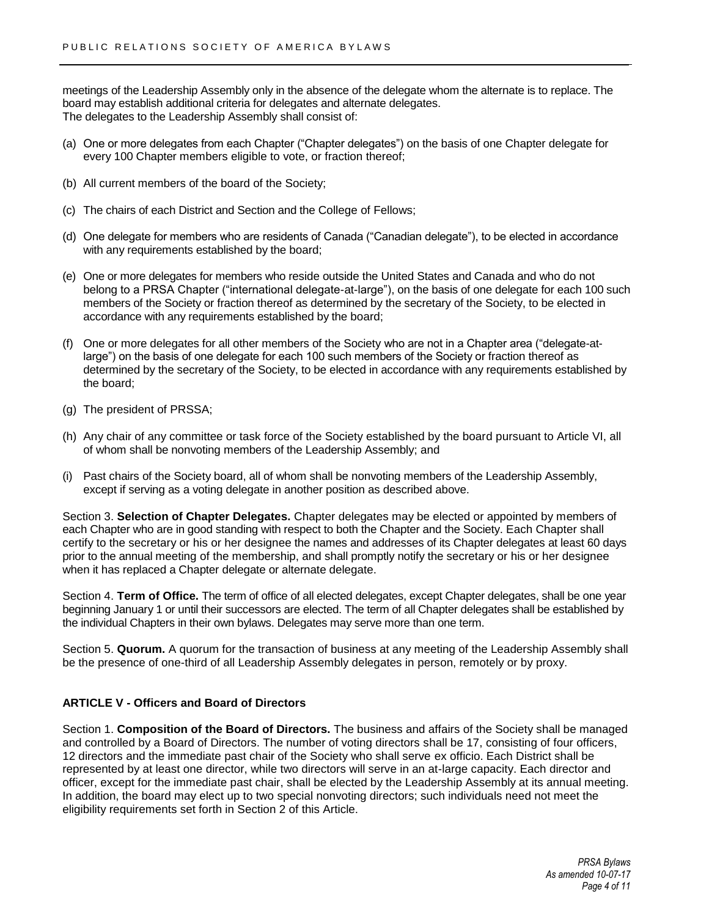meetings of the Leadership Assembly only in the absence of the delegate whom the alternate is to replace. The board may establish additional criteria for delegates and alternate delegates.
The delegates to the Leadership Assembly shall consist of:

(a) One or more delegates from each Chapter ("Chapter delegates") on the basis of one Chapter delegate for every 100 Chapter members eligible to vote, or fraction thereof;

(b) All current members of the board of the Society;

(c) The chairs of each District and Section and the College of Fellows;

(d) One delegate for members who are residents of Canada ("Canadian delegate"), to be elected in accordance with any requirements established by the board;

(e) One or more delegates for members who reside outside the United States and Canada and who do not belong to a PRSA Chapter ("international delegate-at-large"), on the basis of one delegate for each 100 such members of the Society or fraction thereof as determined by the secretary of the Society, to be elected in accordance with any requirements established by the board;

(f) One or more delegates for all other members of the Society who are not in a Chapter area ("delegate-at-large") on the basis of one delegate for each 100 such members of the Society or fraction thereof as determined by the secretary of the Society, to be elected in accordance with any requirements established by the board;

(g) The president of PRSSA;

(h) Any chair of any committee or task force of the Society established by the board pursuant to Article VI, all of whom shall be nonvoting members of the Leadership Assembly; and

(i) Past chairs of the Society board, all of whom shall be nonvoting members of the Leadership Assembly, except if serving as a voting delegate in another position as described above.

Section 3. **Selection of Chapter Delegates.** Chapter delegates may be elected or appointed by members of each Chapter who are in good standing with respect to both the Chapter and the Society. Each Chapter shall certify to the secretary or his or her designee the names and addresses of its Chapter delegates at least 60 days prior to the annual meeting of the membership, and shall promptly notify the secretary or his or her designee when it has replaced a Chapter delegate or alternate delegate.

Section 4. **Term of Office.** The term of office of all elected delegates, except Chapter delegates, shall be one year beginning January 1 or until their successors are elected. The term of all Chapter delegates shall be established by the individual Chapters in their own bylaws. Delegates may serve more than one term.

Section 5. **Quorum.** A quorum for the transaction of business at any meeting of the Leadership Assembly shall be the presence of one-third of all Leadership Assembly delegates in person, remotely or by proxy.

## ARTICLE V - Officers and Board of Directors

Section 1. **Composition of the Board of Directors.** The business and affairs of the Society shall be managed and controlled by a Board of Directors. The number of voting directors shall be 17, consisting of four officers, 12 directors and the immediate past chair of the Society who shall serve ex officio. Each District shall be represented by at least one director, while two directors will serve in an at-large capacity. Each director and officer, except for the immediate past chair, shall be elected by the Leadership Assembly at its annual meeting. In addition, the board may elect up to two special nonvoting directors; such individuals need not meet the eligibility requirements set forth in Section 2 of this Article.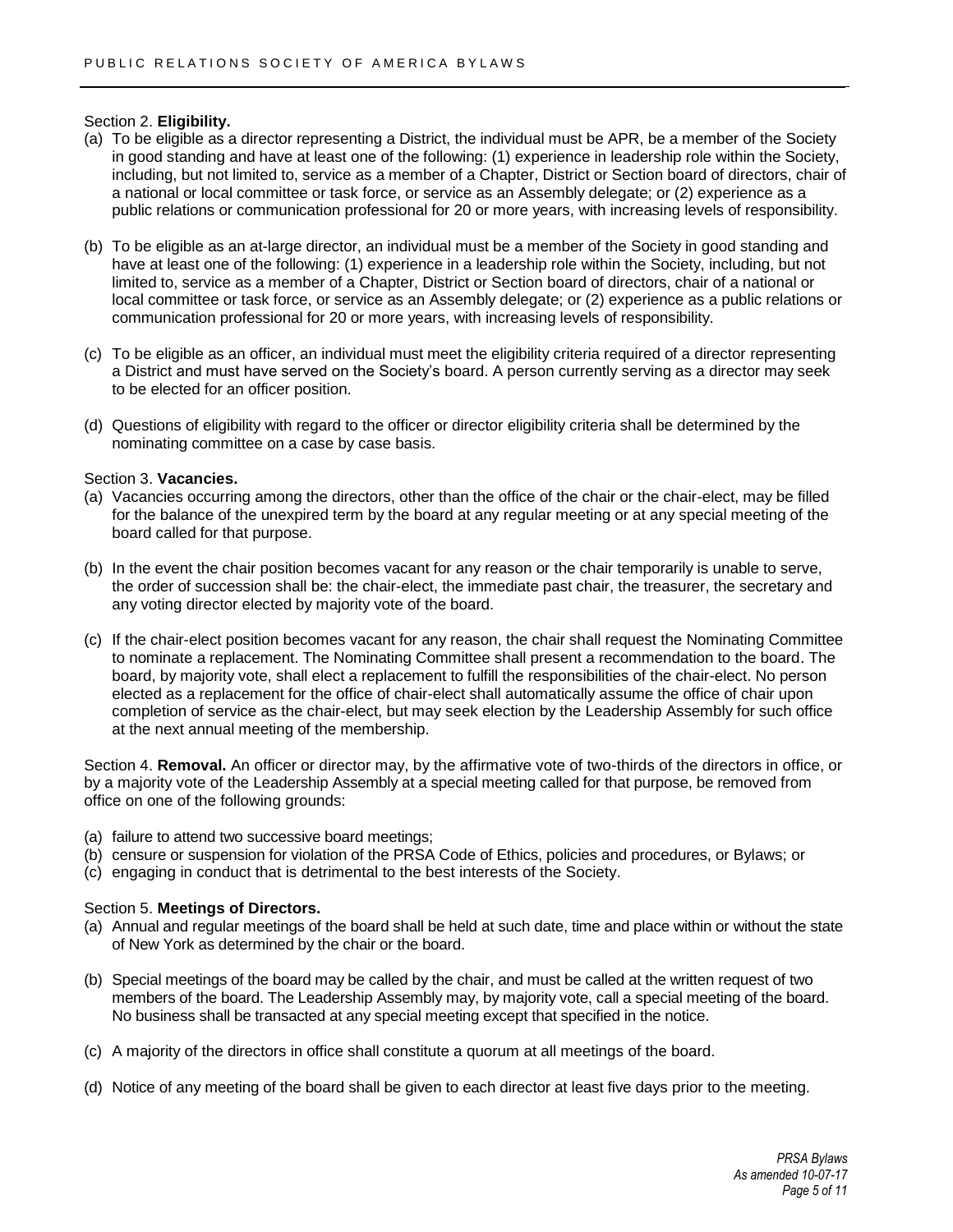Section 2. **Eligibility.**

(a) To be eligible as a director representing a District, the individual must be APR, be a member of the Society in good standing and have at least one of the following: (1) experience in leadership role within the Society, including, but not limited to, service as a member of a Chapter, District or Section board of directors, chair of a national or local committee or task force, or service as an Assembly delegate; or (2) experience as a public relations or communication professional for 20 or more years, with increasing levels of responsibility.

(b) To be eligible as an at-large director, an individual must be a member of the Society in good standing and have at least one of the following: (1) experience in a leadership role within the Society, including, but not limited to, service as a member of a Chapter, District or Section board of directors, chair of a national or local committee or task force, or service as an Assembly delegate; or (2) experience as a public relations or communication professional for 20 or more years, with increasing levels of responsibility.

(c) To be eligible as an officer, an individual must meet the eligibility criteria required of a director representing a District and must have served on the Society's board. A person currently serving as a director may seek to be elected for an officer position.

(d) Questions of eligibility with regard to the officer or director eligibility criteria shall be determined by the nominating committee on a case by case basis.

Section 3. **Vacancies.**

(a) Vacancies occurring among the directors, other than the office of the chair or the chair-elect, may be filled for the balance of the unexpired term by the board at any regular meeting or at any special meeting of the board called for that purpose.

(b) In the event the chair position becomes vacant for any reason or the chair temporarily is unable to serve, the order of succession shall be: the chair-elect, the immediate past chair, the treasurer, the secretary and any voting director elected by majority vote of the board.

(c) If the chair-elect position becomes vacant for any reason, the chair shall request the Nominating Committee to nominate a replacement. The Nominating Committee shall present a recommendation to the board. The board, by majority vote, shall elect a replacement to fulfill the responsibilities of the chair-elect. No person elected as a replacement for the office of chair-elect shall automatically assume the office of chair upon completion of service as the chair-elect, but may seek election by the Leadership Assembly for such office at the next annual meeting of the membership.

Section 4. **Removal.** An officer or director may, by the affirmative vote of two-thirds of the directors in office, or by a majority vote of the Leadership Assembly at a special meeting called for that purpose, be removed from office on one of the following grounds:

(a) failure to attend two successive board meetings;
(b) censure or suspension for violation of the PRSA Code of Ethics, policies and procedures, or Bylaws; or
(c) engaging in conduct that is detrimental to the best interests of the Society.

Section 5. **Meetings of Directors.**

(a) Annual and regular meetings of the board shall be held at such date, time and place within or without the state of New York as determined by the chair or the board.

(b) Special meetings of the board may be called by the chair, and must be called at the written request of two members of the board. The Leadership Assembly may, by majority vote, call a special meeting of the board. No business shall be transacted at any special meeting except that specified in the notice.

(c) A majority of the directors in office shall constitute a quorum at all meetings of the board.

(d) Notice of any meeting of the board shall be given to each director at least five days prior to the meeting.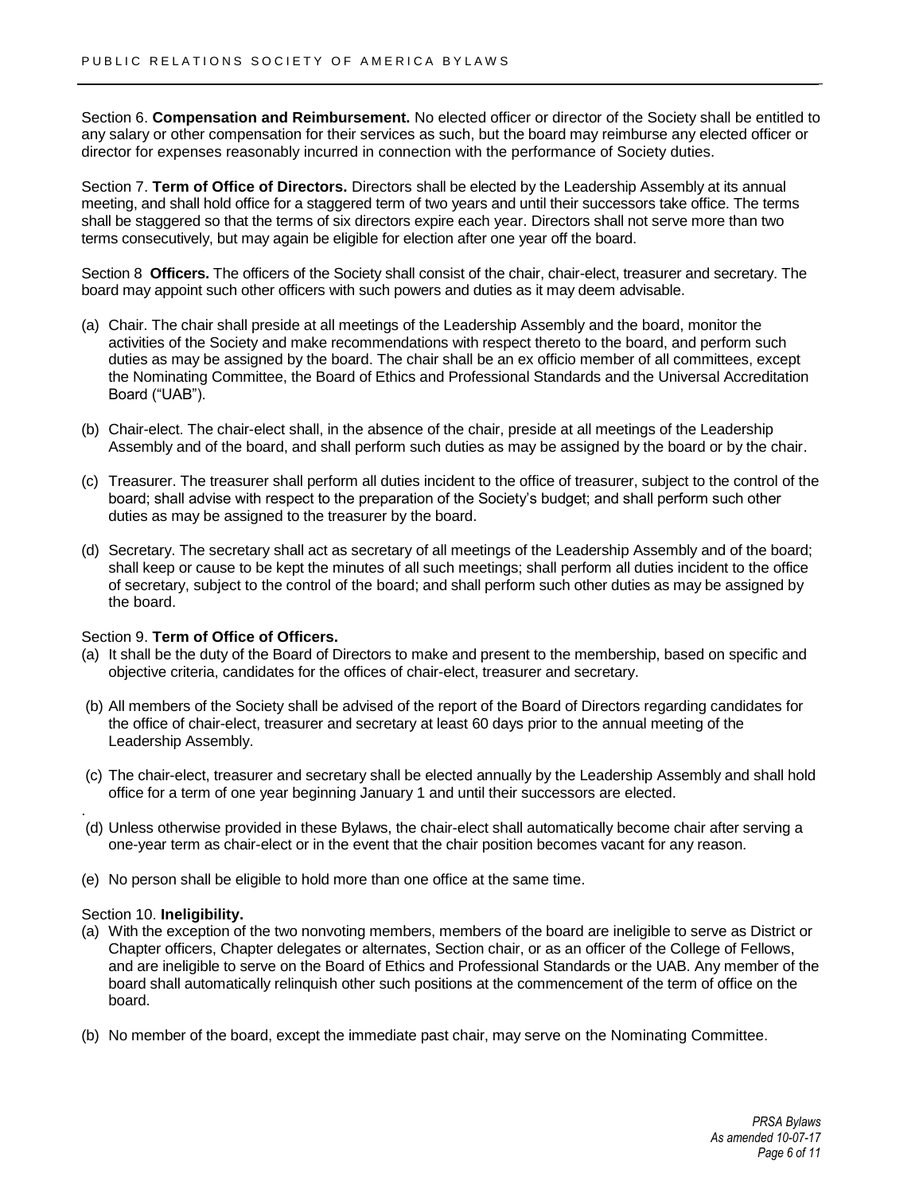Section 6. **Compensation and Reimbursement.** No elected officer or director of the Society shall be entitled to any salary or other compensation for their services as such, but the board may reimburse any elected officer or director for expenses reasonably incurred in connection with the performance of Society duties.

Section 7. **Term of Office of Directors.** Directors shall be elected by the Leadership Assembly at its annual meeting, and shall hold office for a staggered term of two years and until their successors take office. The terms shall be staggered so that the terms of six directors expire each year. Directors shall not serve more than two terms consecutively, but may again be eligible for election after one year off the board.

Section 8 **Officers.** The officers of the Society shall consist of the chair, chair-elect, treasurer and secretary. The board may appoint such other officers with such powers and duties as it may deem advisable.

(a) Chair. The chair shall preside at all meetings of the Leadership Assembly and the board, monitor the activities of the Society and make recommendations with respect thereto to the board, and perform such duties as may be assigned by the board. The chair shall be an ex officio member of all committees, except the Nominating Committee, the Board of Ethics and Professional Standards and the Universal Accreditation Board ("UAB").

(b) Chair-elect. The chair-elect shall, in the absence of the chair, preside at all meetings of the Leadership Assembly and of the board, and shall perform such duties as may be assigned by the board or by the chair.

(c) Treasurer. The treasurer shall perform all duties incident to the office of treasurer, subject to the control of the board; shall advise with respect to the preparation of the Society's budget; and shall perform such other duties as may be assigned to the treasurer by the board.

(d) Secretary. The secretary shall act as secretary of all meetings of the Leadership Assembly and of the board; shall keep or cause to be kept the minutes of all such meetings; shall perform all duties incident to the office of secretary, subject to the control of the board; and shall perform such other duties as may be assigned by the board.

Section 9. **Term of Office of Officers.**

(a) It shall be the duty of the Board of Directors to make and present to the membership, based on specific and objective criteria, candidates for the offices of chair-elect, treasurer and secretary.

(b) All members of the Society shall be advised of the report of the Board of Directors regarding candidates for the office of chair-elect, treasurer and secretary at least 60 days prior to the annual meeting of the Leadership Assembly.

(c) The chair-elect, treasurer and secretary shall be elected annually by the Leadership Assembly and shall hold office for a term of one year beginning January 1 and until their successors are elected.

(d) Unless otherwise provided in these Bylaws, the chair-elect shall automatically become chair after serving a one-year term as chair-elect or in the event that the chair position becomes vacant for any reason.

(e) No person shall be eligible to hold more than one office at the same time.

Section 10. **Ineligibility.**

(a) With the exception of the two nonvoting members, members of the board are ineligible to serve as District or Chapter officers, Chapter delegates or alternates, Section chair, or as an officer of the College of Fellows, and are ineligible to serve on the Board of Ethics and Professional Standards or the UAB. Any member of the board shall automatically relinquish other such positions at the commencement of the term of office on the board.

(b) No member of the board, except the immediate past chair, may serve on the Nominating Committee.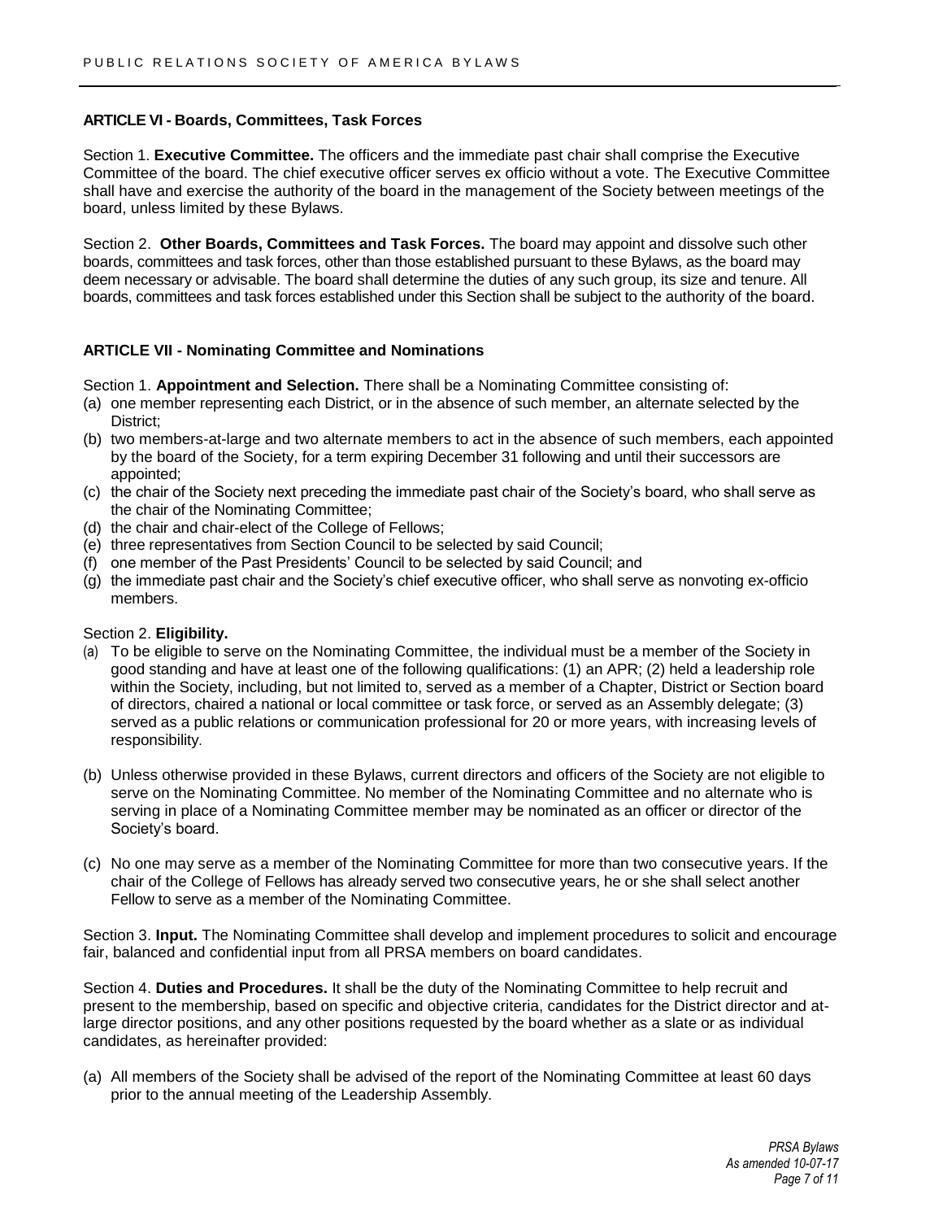**ARTICLE VI - Boards, Committees, Task Forces**

Section 1. **Executive Committee.** The officers and the immediate past chair shall comprise the Executive Committee of the board. The chief executive officer serves ex officio without a vote. The Executive Committee shall have and exercise the authority of the board in the management of the Society between meetings of the board, unless limited by these Bylaws.

Section 2. **Other Boards, Committees and Task Forces.** The board may appoint and dissolve such other boards, committees and task forces, other than those established pursuant to these Bylaws, as the board may deem necessary or advisable. The board shall determine the duties of any such group, its size and tenure. All boards, committees and task forces established under this Section shall be subject to the authority of the board.

**ARTICLE VII - Nominating Committee and Nominations**

Section 1. **Appointment and Selection.** There shall be a Nominating Committee consisting of:

(a) one member representing each District, or in the absence of such member, an alternate selected by the District;
(b) two members-at-large and two alternate members to act in the absence of such members, each appointed by the board of the Society, for a term expiring December 31 following and until their successors are appointed;
(c) the chair of the Society next preceding the immediate past chair of the Society's board, who shall serve as the chair of the Nominating Committee;
(d) the chair and chair-elect of the College of Fellows;
(e) three representatives from Section Council to be selected by said Council;
(f) one member of the Past Presidents' Council to be selected by said Council; and
(g) the immediate past chair and the Society's chief executive officer, who shall serve as nonvoting ex-officio members.

Section 2. **Eligibility.**

(a) To be eligible to serve on the Nominating Committee, the individual must be a member of the Society in good standing and have at least one of the following qualifications: (1) an APR; (2) held a leadership role within the Society, including, but not limited to, served as a member of a Chapter, District or Section board of directors, chaired a national or local committee or task force, or served as an Assembly delegate; (3) served as a public relations or communication professional for 20 or more years, with increasing levels of responsibility.

(b) Unless otherwise provided in these Bylaws, current directors and officers of the Society are not eligible to serve on the Nominating Committee. No member of the Nominating Committee and no alternate who is serving in place of a Nominating Committee member may be nominated as an officer or director of the Society's board.

(c) No one may serve as a member of the Nominating Committee for more than two consecutive years. If the chair of the College of Fellows has already served two consecutive years, he or she shall select another Fellow to serve as a member of the Nominating Committee.

Section 3. **Input.** The Nominating Committee shall develop and implement procedures to solicit and encourage fair, balanced and confidential input from all PRSA members on board candidates.

Section 4. **Duties and Procedures.** It shall be the duty of the Nominating Committee to help recruit and present to the membership, based on specific and objective criteria, candidates for the District director and at-large director positions, and any other positions requested by the board whether as a slate or as individual candidates, as hereinafter provided:

(a) All members of the Society shall be advised of the report of the Nominating Committee at least 60 days prior to the annual meeting of the Leadership Assembly.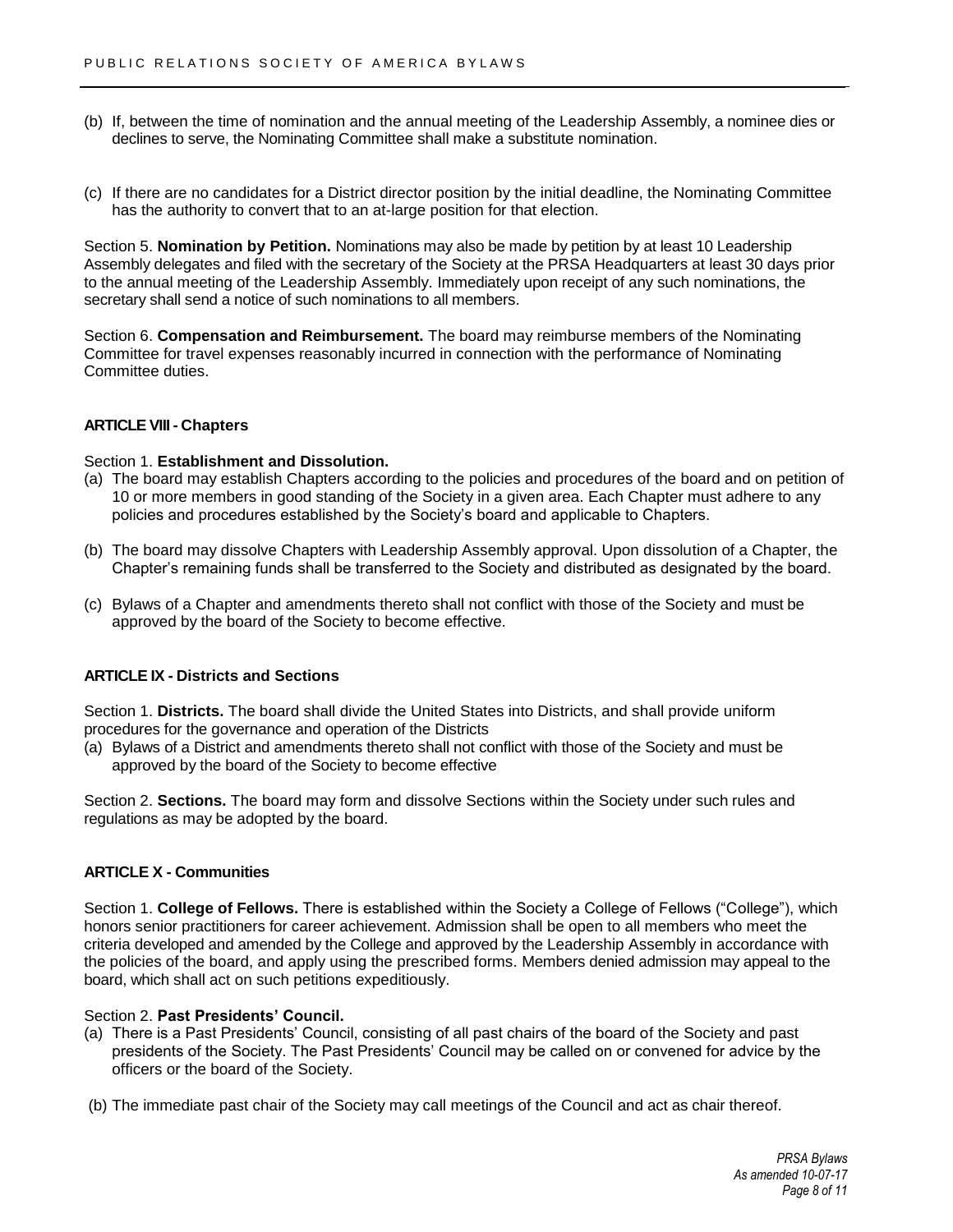(b) If, between the time of nomination and the annual meeting of the Leadership Assembly, a nominee dies or declines to serve, the Nominating Committee shall make a substitute nomination.

(c) If there are no candidates for a District director position by the initial deadline, the Nominating Committee has the authority to convert that to an at-large position for that election.

Section 5. **Nomination by Petition.** Nominations may also be made by petition by at least 10 Leadership Assembly delegates and filed with the secretary of the Society at the PRSA Headquarters at least 30 days prior to the annual meeting of the Leadership Assembly. Immediately upon receipt of any such nominations, the secretary shall send a notice of such nominations to all members.

Section 6. **Compensation and Reimbursement.** The board may reimburse members of the Nominating Committee for travel expenses reasonably incurred in connection with the performance of Nominating Committee duties.

## ARTICLE VIII - Chapters

Section 1. **Establishment and Dissolution.**

(a) The board may establish Chapters according to the policies and procedures of the board and on petition of 10 or more members in good standing of the Society in a given area. Each Chapter must adhere to any policies and procedures established by the Society's board and applicable to Chapters.

(b) The board may dissolve Chapters with Leadership Assembly approval. Upon dissolution of a Chapter, the Chapter's remaining funds shall be transferred to the Society and distributed as designated by the board.

(c) Bylaws of a Chapter and amendments thereto shall not conflict with those of the Society and must be approved by the board of the Society to become effective.

## ARTICLE IX - Districts and Sections

Section 1. **Districts.** The board shall divide the United States into Districts, and shall provide uniform procedures for the governance and operation of the Districts

(a) Bylaws of a District and amendments thereto shall not conflict with those of the Society and must be approved by the board of the Society to become effective

Section 2. **Sections.** The board may form and dissolve Sections within the Society under such rules and regulations as may be adopted by the board.

## ARTICLE X - Communities

Section 1. **College of Fellows.** There is established within the Society a College of Fellows ("College"), which honors senior practitioners for career achievement. Admission shall be open to all members who meet the criteria developed and amended by the College and approved by the Leadership Assembly in accordance with the policies of the board, and apply using the prescribed forms. Members denied admission may appeal to the board, which shall act on such petitions expeditiously.

Section 2. **Past Presidents' Council.**

(a) There is a Past Presidents' Council, consisting of all past chairs of the board of the Society and past presidents of the Society. The Past Presidents' Council may be called on or convened for advice by the officers or the board of the Society.

(b) The immediate past chair of the Society may call meetings of the Council and act as chair thereof.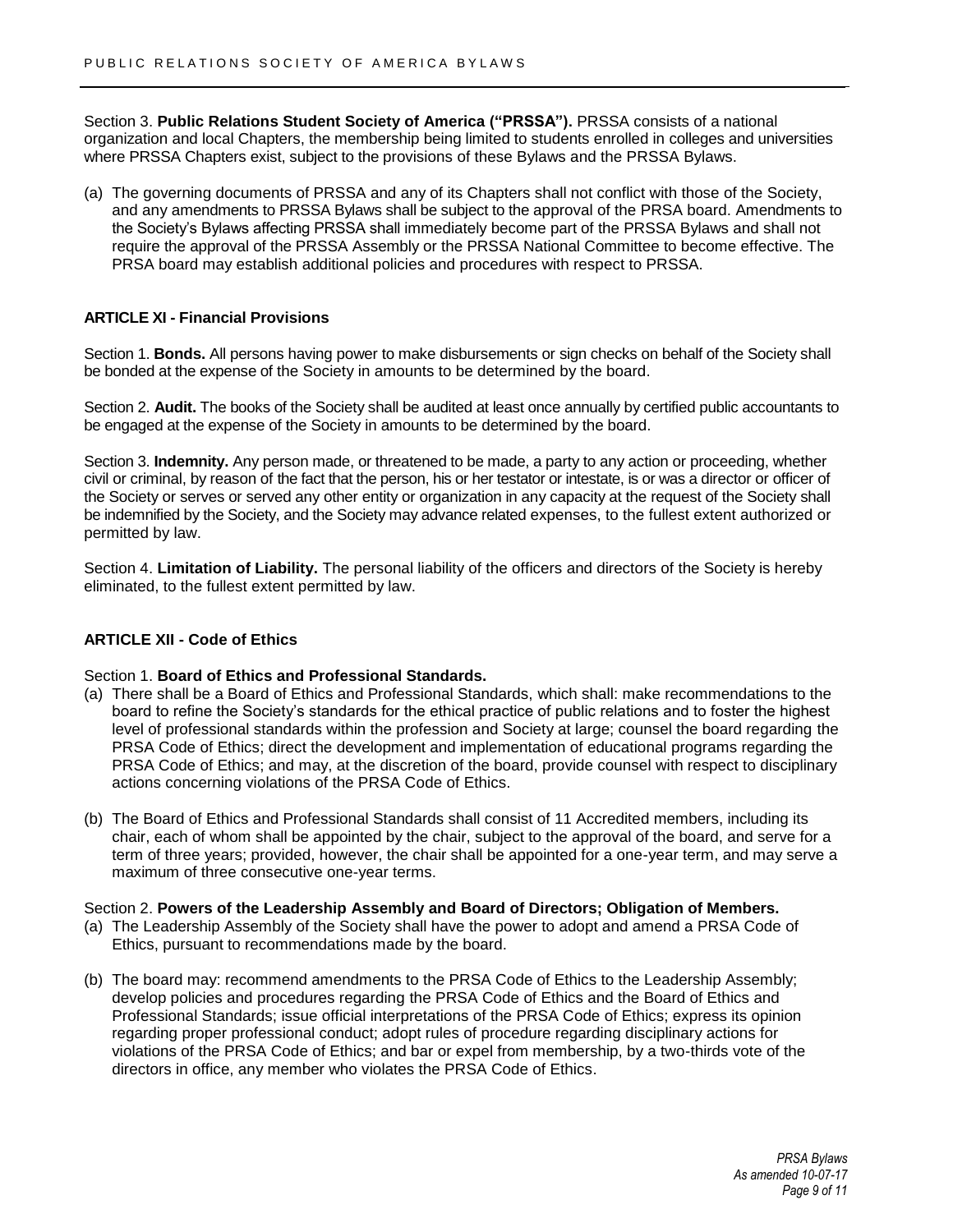Section 3. **Public Relations Student Society of America ("PRSSA").** PRSSA consists of a national organization and local Chapters, the membership being limited to students enrolled in colleges and universities where PRSSA Chapters exist, subject to the provisions of these Bylaws and the PRSSA Bylaws.

(a) The governing documents of PRSSA and any of its Chapters shall not conflict with those of the Society, and any amendments to PRSSA Bylaws shall be subject to the approval of the PRSA board. Amendments to the Society's Bylaws affecting PRSSA shall immediately become part of the PRSSA Bylaws and shall not require the approval of the PRSSA Assembly or the PRSSA National Committee to become effective. The PRSA board may establish additional policies and procedures with respect to PRSSA.

### ARTICLE XI - Financial Provisions

Section 1. **Bonds.** All persons having power to make disbursements or sign checks on behalf of the Society shall be bonded at the expense of the Society in amounts to be determined by the board.

Section 2. **Audit.** The books of the Society shall be audited at least once annually by certified public accountants to be engaged at the expense of the Society in amounts to be determined by the board.

Section 3. **Indemnity.** Any person made, or threatened to be made, a party to any action or proceeding, whether civil or criminal, by reason of the fact that the person, his or her testator or intestate, is or was a director or officer of the Society or serves or served any other entity or organization in any capacity at the request of the Society shall be indemnified by the Society, and the Society may advance related expenses, to the fullest extent authorized or permitted by law.

Section 4. **Limitation of Liability.** The personal liability of the officers and directors of the Society is hereby eliminated, to the fullest extent permitted by law.

### ARTICLE XII - Code of Ethics

Section 1. **Board of Ethics and Professional Standards.**

(a) There shall be a Board of Ethics and Professional Standards, which shall: make recommendations to the board to refine the Society's standards for the ethical practice of public relations and to foster the highest level of professional standards within the profession and Society at large; counsel the board regarding the PRSA Code of Ethics; direct the development and implementation of educational programs regarding the PRSA Code of Ethics; and may, at the discretion of the board, provide counsel with respect to disciplinary actions concerning violations of the PRSA Code of Ethics.

(b) The Board of Ethics and Professional Standards shall consist of 11 Accredited members, including its chair, each of whom shall be appointed by the chair, subject to the approval of the board, and serve for a term of three years; provided, however, the chair shall be appointed for a one-year term, and may serve a maximum of three consecutive one-year terms.

Section 2. **Powers of the Leadership Assembly and Board of Directors; Obligation of Members.**

(a) The Leadership Assembly of the Society shall have the power to adopt and amend a PRSA Code of Ethics, pursuant to recommendations made by the board.

(b) The board may: recommend amendments to the PRSA Code of Ethics to the Leadership Assembly; develop policies and procedures regarding the PRSA Code of Ethics and the Board of Ethics and Professional Standards; issue official interpretations of the PRSA Code of Ethics; express its opinion regarding proper professional conduct; adopt rules of procedure regarding disciplinary actions for violations of the PRSA Code of Ethics; and bar or expel from membership, by a two-thirds vote of the directors in office, any member who violates the PRSA Code of Ethics.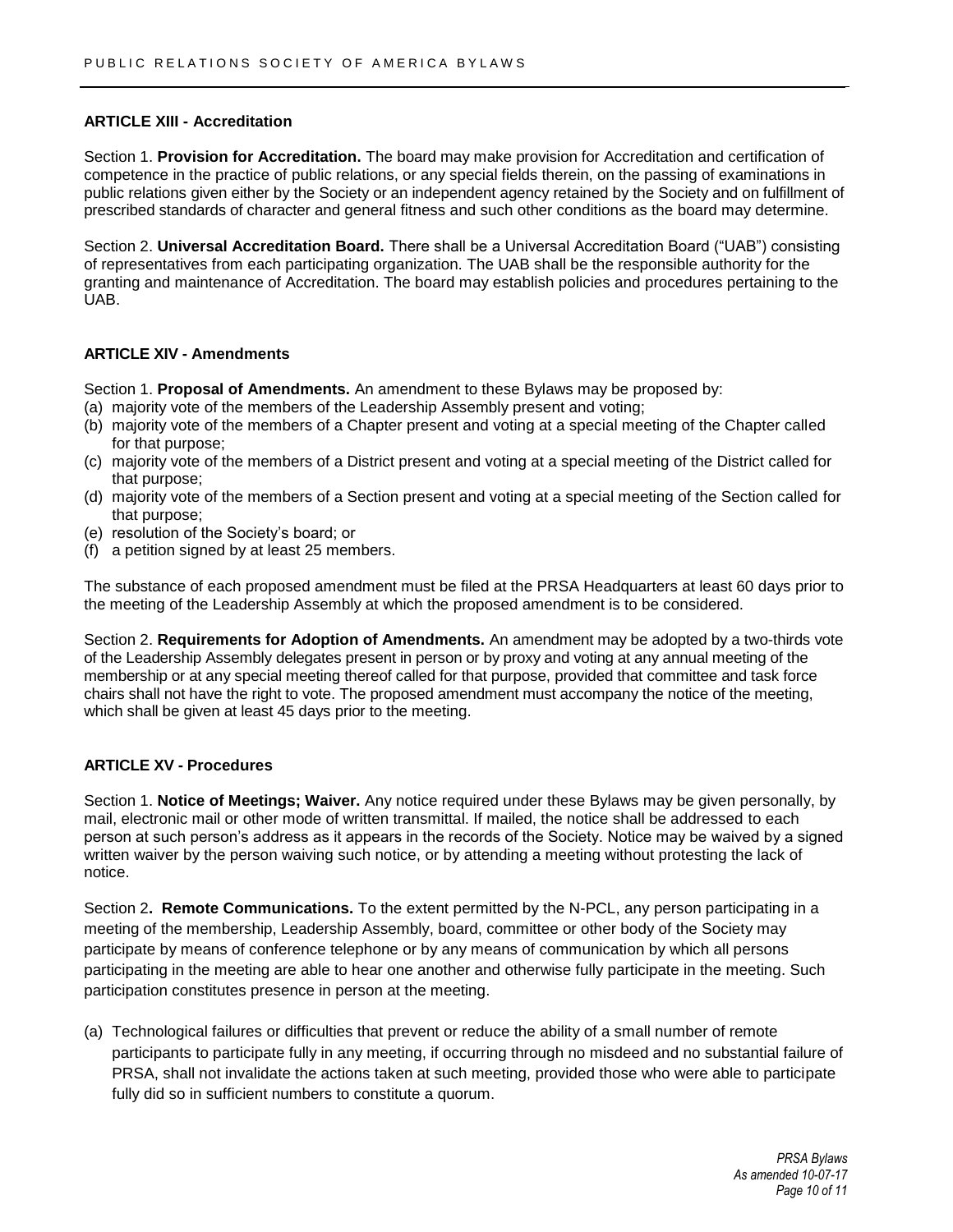### ARTICLE XIII - Accreditation

Section 1. **Provision for Accreditation.** The board may make provision for Accreditation and certification of competence in the practice of public relations, or any special fields therein, on the passing of examinations in public relations given either by the Society or an independent agency retained by the Society and on fulfillment of prescribed standards of character and general fitness and such other conditions as the board may determine.

Section 2. **Universal Accreditation Board.** There shall be a Universal Accreditation Board ("UAB") consisting of representatives from each participating organization. The UAB shall be the responsible authority for the granting and maintenance of Accreditation. The board may establish policies and procedures pertaining to the UAB.

### ARTICLE XIV - Amendments

Section 1. **Proposal of Amendments.** An amendment to these Bylaws may be proposed by:

(a) majority vote of the members of the Leadership Assembly present and voting;
(b) majority vote of the members of a Chapter present and voting at a special meeting of the Chapter called for that purpose;
(c) majority vote of the members of a District present and voting at a special meeting of the District called for that purpose;
(d) majority vote of the members of a Section present and voting at a special meeting of the Section called for that purpose;
(e) resolution of the Society's board; or
(f) a petition signed by at least 25 members.

The substance of each proposed amendment must be filed at the PRSA Headquarters at least 60 days prior to the meeting of the Leadership Assembly at which the proposed amendment is to be considered.

Section 2. **Requirements for Adoption of Amendments.** An amendment may be adopted by a two-thirds vote of the Leadership Assembly delegates present in person or by proxy and voting at any annual meeting of the membership or at any special meeting thereof called for that purpose, provided that committee and task force chairs shall not have the right to vote. The proposed amendment must accompany the notice of the meeting, which shall be given at least 45 days prior to the meeting.

### ARTICLE XV - Procedures

Section 1. **Notice of Meetings; Waiver.** Any notice required under these Bylaws may be given personally, by mail, electronic mail or other mode of written transmittal. If mailed, the notice shall be addressed to each person at such person's address as it appears in the records of the Society. Notice may be waived by a signed written waiver by the person waiving such notice, or by attending a meeting without protesting the lack of notice.

Section 2**. Remote Communications.** To the extent permitted by the N-PCL, any person participating in a meeting of the membership, Leadership Assembly, board, committee or other body of the Society may participate by means of conference telephone or by any means of communication by which all persons participating in the meeting are able to hear one another and otherwise fully participate in the meeting. Such participation constitutes presence in person at the meeting.

(a) Technological failures or difficulties that prevent or reduce the ability of a small number of remote participants to participate fully in any meeting, if occurring through no misdeed and no substantial failure of PRSA, shall not invalidate the actions taken at such meeting, provided those who were able to participate fully did so in sufficient numbers to constitute a quorum.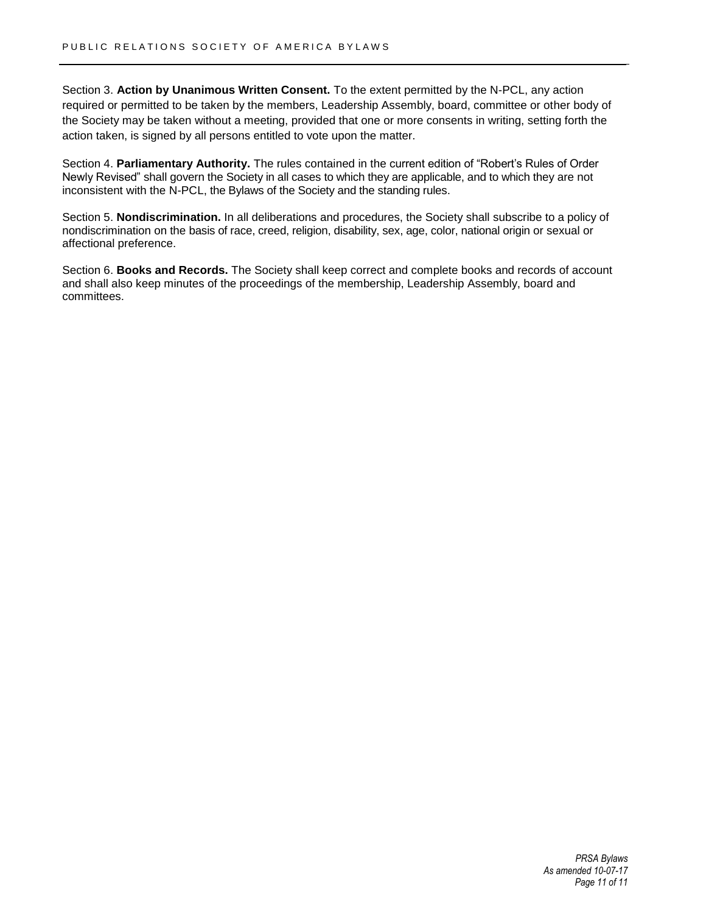Section 3. **Action by Unanimous Written Consent.** To the extent permitted by the N-PCL, any action required or permitted to be taken by the members, Leadership Assembly, board, committee or other body of the Society may be taken without a meeting, provided that one or more consents in writing, setting forth the action taken, is signed by all persons entitled to vote upon the matter.

Section 4. **Parliamentary Authority.** The rules contained in the current edition of "Robert's Rules of Order Newly Revised" shall govern the Society in all cases to which they are applicable, and to which they are not inconsistent with the N-PCL, the Bylaws of the Society and the standing rules.

Section 5. **Nondiscrimination.** In all deliberations and procedures, the Society shall subscribe to a policy of nondiscrimination on the basis of race, creed, religion, disability, sex, age, color, national origin or sexual or affectional preference.

Section 6. **Books and Records.** The Society shall keep correct and complete books and records of account and shall also keep minutes of the proceedings of the membership, Leadership Assembly, board and committees.